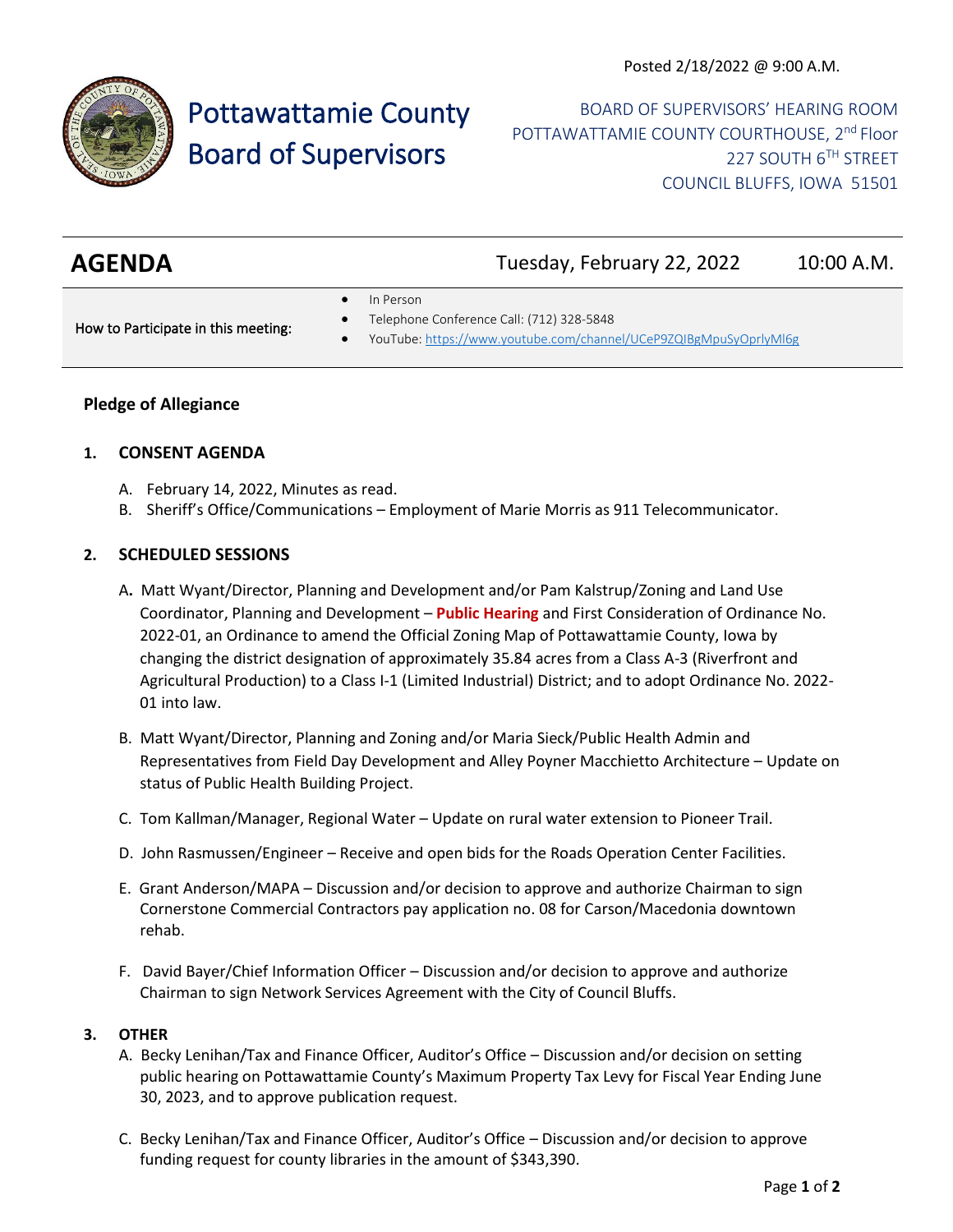Posted 2/18/2022 @ 9:00 A.M.

# Pottawattamie County Board of Supervisors

BOARD OF SUPERVISORS' HEARING ROOM
POTTAWATTAMIE COUNTY COURTHOUSE, 2nd Floor
227 SOUTH 6TH STREET
COUNCIL BLUFFS, IOWA 51501

## AGENDA

Tuesday, February 22, 2022 10:00 A.M.

How to Participate in this meeting:

- In Person
- Telephone Conference Call: (712) 328-5848
- YouTube: https://www.youtube.com/channel/UCeP9ZQIBgMpuSyOprlyMl6g

**Pledge of Allegiance**

### 1. CONSENT AGENDA

A. February 14, 2022, Minutes as read.

B. Sheriff's Office/Communications – Employment of Marie Morris as 911 Telecommunicator.

### 2. SCHEDULED SESSIONS

A. Matt Wyant/Director, Planning and Development and/or Pam Kalstrup/Zoning and Land Use Coordinator, Planning and Development – **Public Hearing** and First Consideration of Ordinance No. 2022-01, an Ordinance to amend the Official Zoning Map of Pottawattamie County, Iowa by changing the district designation of approximately 35.84 acres from a Class A-3 (Riverfront and Agricultural Production) to a Class I-1 (Limited Industrial) District; and to adopt Ordinance No. 2022-01 into law.

B. Matt Wyant/Director, Planning and Zoning and/or Maria Sieck/Public Health Admin and Representatives from Field Day Development and Alley Poyner Macchietto Architecture – Update on status of Public Health Building Project.

C. Tom Kallman/Manager, Regional Water – Update on rural water extension to Pioneer Trail.

D. John Rasmussen/Engineer – Receive and open bids for the Roads Operation Center Facilities.

E. Grant Anderson/MAPA – Discussion and/or decision to approve and authorize Chairman to sign Cornerstone Commercial Contractors pay application no. 08 for Carson/Macedonia downtown rehab.

F. David Bayer/Chief Information Officer – Discussion and/or decision to approve and authorize Chairman to sign Network Services Agreement with the City of Council Bluffs.

### 3. OTHER

A. Becky Lenihan/Tax and Finance Officer, Auditor's Office – Discussion and/or decision on setting public hearing on Pottawattamie County's Maximum Property Tax Levy for Fiscal Year Ending June 30, 2023, and to approve publication request.

C. Becky Lenihan/Tax and Finance Officer, Auditor's Office – Discussion and/or decision to approve funding request for county libraries in the amount of $343,390.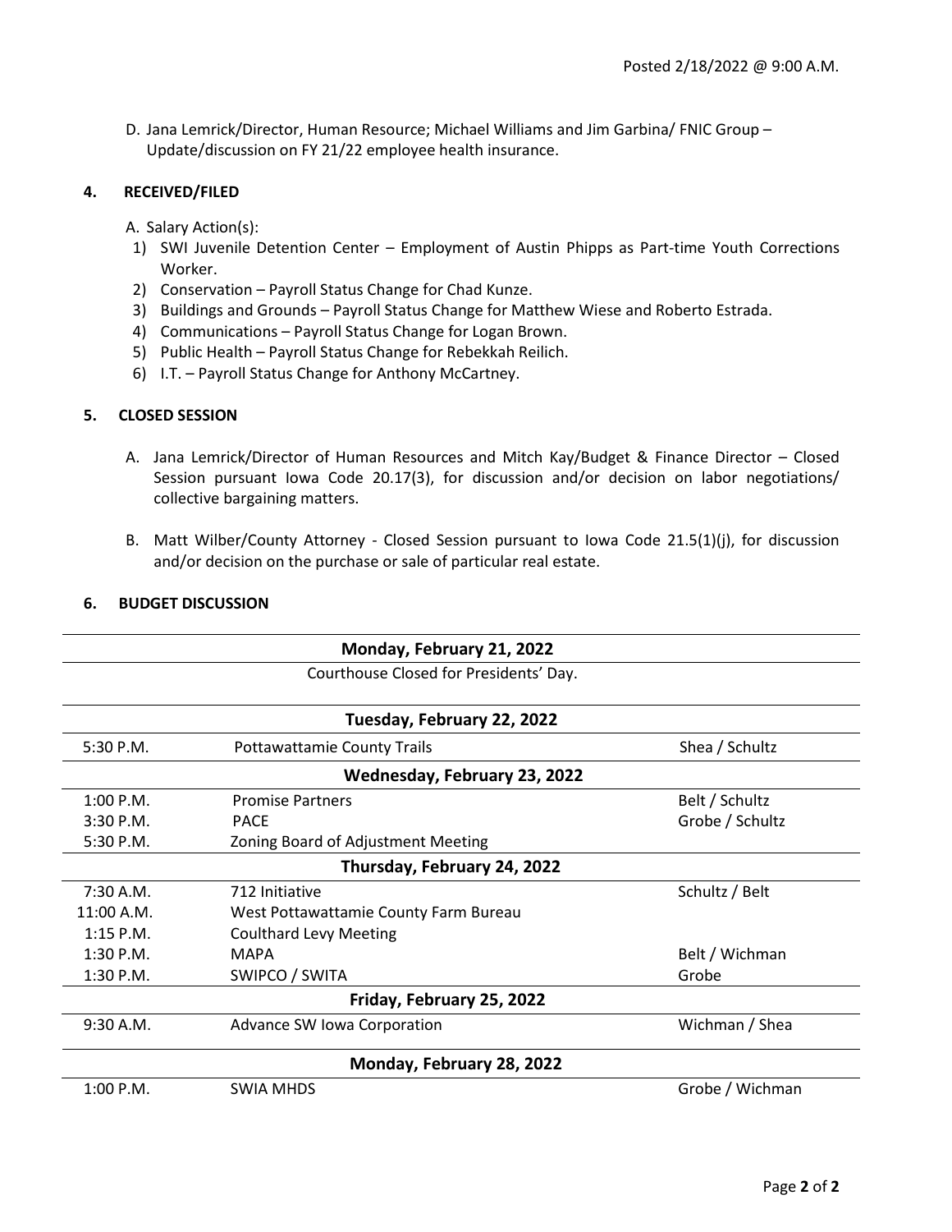Posted 2/18/2022 @ 9:00 A.M.

D. Jana Lemrick/Director, Human Resource; Michael Williams and Jim Garbina/ FNIC Group – Update/discussion on FY 21/22 employee health insurance.

## 4. RECEIVED/FILED

A. Salary Action(s):

1) SWI Juvenile Detention Center – Employment of Austin Phipps as Part-time Youth Corrections Worker.
2) Conservation – Payroll Status Change for Chad Kunze.
3) Buildings and Grounds – Payroll Status Change for Matthew Wiese and Roberto Estrada.
4) Communications – Payroll Status Change for Logan Brown.
5) Public Health – Payroll Status Change for Rebekkah Reilich.
6) I.T. – Payroll Status Change for Anthony McCartney.

## 5. CLOSED SESSION

A. Jana Lemrick/Director of Human Resources and Mitch Kay/Budget & Finance Director – Closed Session pursuant Iowa Code 20.17(3), for discussion and/or decision on labor negotiations/ collective bargaining matters.

B. Matt Wilber/County Attorney - Closed Session pursuant to Iowa Code 21.5(1)(j), for discussion and/or decision on the purchase or sale of particular real estate.

## 6. BUDGET DISCUSSION

| | | |
|---|---|---|
| **Monday, February 21, 2022** | | |
| Courthouse Closed for Presidents' Day. | | |
| **Tuesday, February 22, 2022** | | |
| 5:30 P.M. | Pottawattamie County Trails | Shea / Schultz |
| **Wednesday, February 23, 2022** | | |
| 1:00 P.M. | Promise Partners | Belt / Schultz |
| 3:30 P.M. | PACE | Grobe / Schultz |
| 5:30 P.M. | Zoning Board of Adjustment Meeting | |
| **Thursday, February 24, 2022** | | |
| 7:30 A.M. | 712 Initiative | Schultz / Belt |
| 11:00 A.M. | West Pottawattamie County Farm Bureau | |
| 1:15 P.M. | Coulthard Levy Meeting | |
| 1:30 P.M. | MAPA | Belt / Wichman |
| 1:30 P.M. | SWIPCO / SWITA | Grobe |
| **Friday, February 25, 2022** | | |
| 9:30 A.M. | Advance SW Iowa Corporation | Wichman / Shea |
| **Monday, February 28, 2022** | | |
| 1:00 P.M. | SWIA MHDS | Grobe / Wichman |